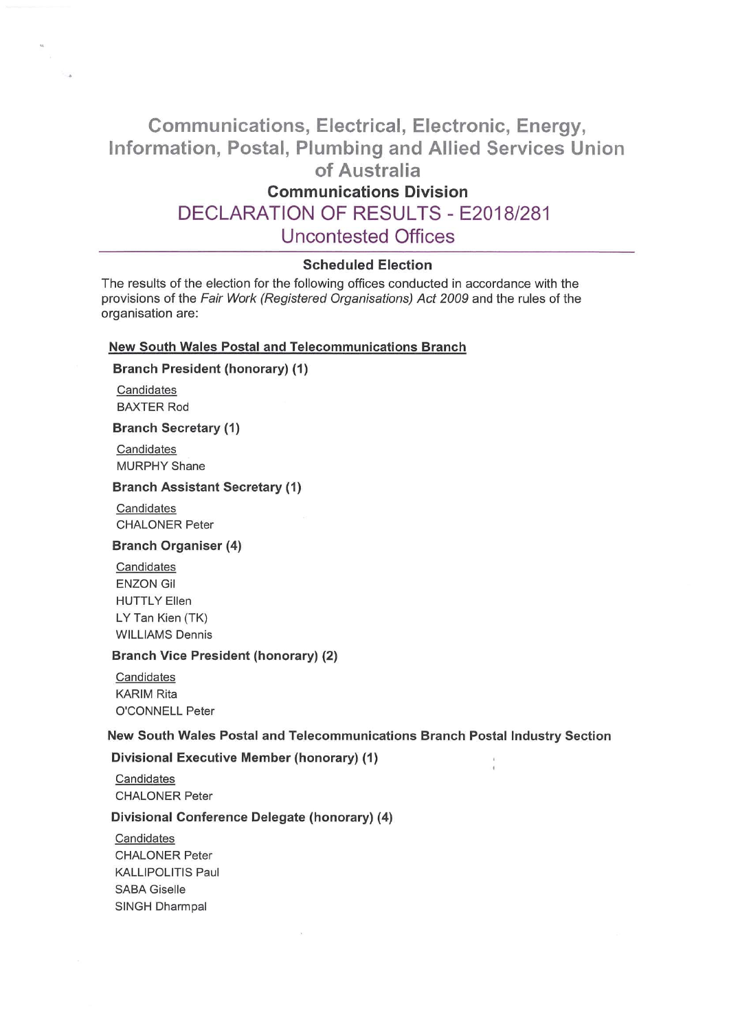# Communications, Electrical, Electronic, Energy, Information, Postal, Plumbing and Allied Services Union of Australia

## Communications Division

## DECLARATION OF RESULTS - E2018/281

## Uncontested Offices

### Scheduled Election

The results of the election for the following offices conducted in accordance with the provisions of the *Fair Work (Registered Organisations) Act 2009* and the rules of the organisation are:

### New South Wales Postal and Telecommunications Branch

**Branch President (honorary) (1)**

Candidates
BAXTER Rod

**Branch Secretary (1)**

Candidates
MURPHY Shane

**Branch Assistant Secretary (1)**

Candidates
CHALONER Peter

**Branch Organiser (4)**

Candidates
ENZON Gil
HUTTLY Ellen
LY Tan Kien (TK)
WILLIAMS Dennis

**Branch Vice President (honorary) (2)**

Candidates
KARIM Rita
O'CONNELL Peter

### New South Wales Postal and Telecommunications Branch Postal Industry Section

**Divisional Executive Member (honorary) (1)**

Candidates
CHALONER Peter

**Divisional Conference Delegate (honorary) (4)**

Candidates
CHALONER Peter
KALLIPOLITIS Paul
SABA Giselle
SINGH Dharmpal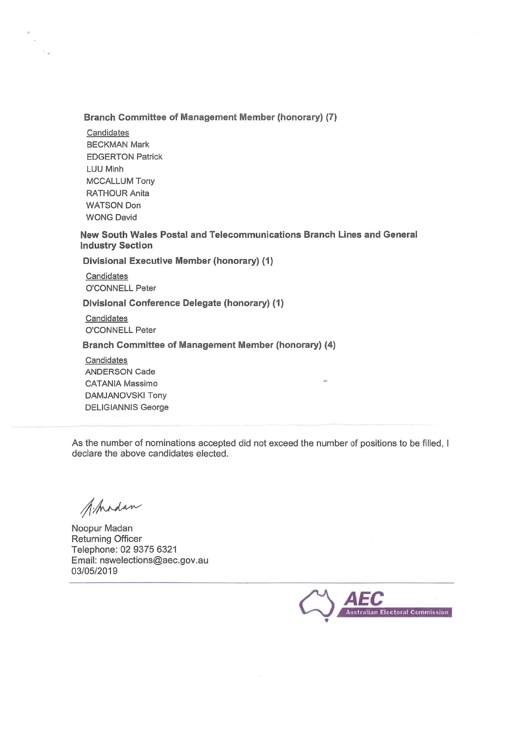### Branch Committee of Management Member (honorary) (7)

Candidates
BECKMAN Mark
EDGERTON Patrick
LUU Minh
MCCALLUM Tony
RATHOUR Anita
WATSON Don
WONG David

## New South Wales Postal and Telecommunications Branch Lines and General Industry Section

### Divisional Executive Member (honorary) (1)

Candidates
O'CONNELL Peter

### Divisional Conference Delegate (honorary) (1)

Candidates
O'CONNELL Peter

### Branch Committee of Management Member (honorary) (4)

Candidates
ANDERSON Cade
CATANIA Massimo
DAMJANOVSKI Tony
DELIGIANNIS George

---

As the number of nominations accepted did not exceed the number of positions to be filled, I declare the above candidates elected.

Noopur Madan
Returning Officer
Telephone: 02 9375 6321
Email: nswelections@aec.gov.au
03/05/2019

AEC Australian Electoral Commission